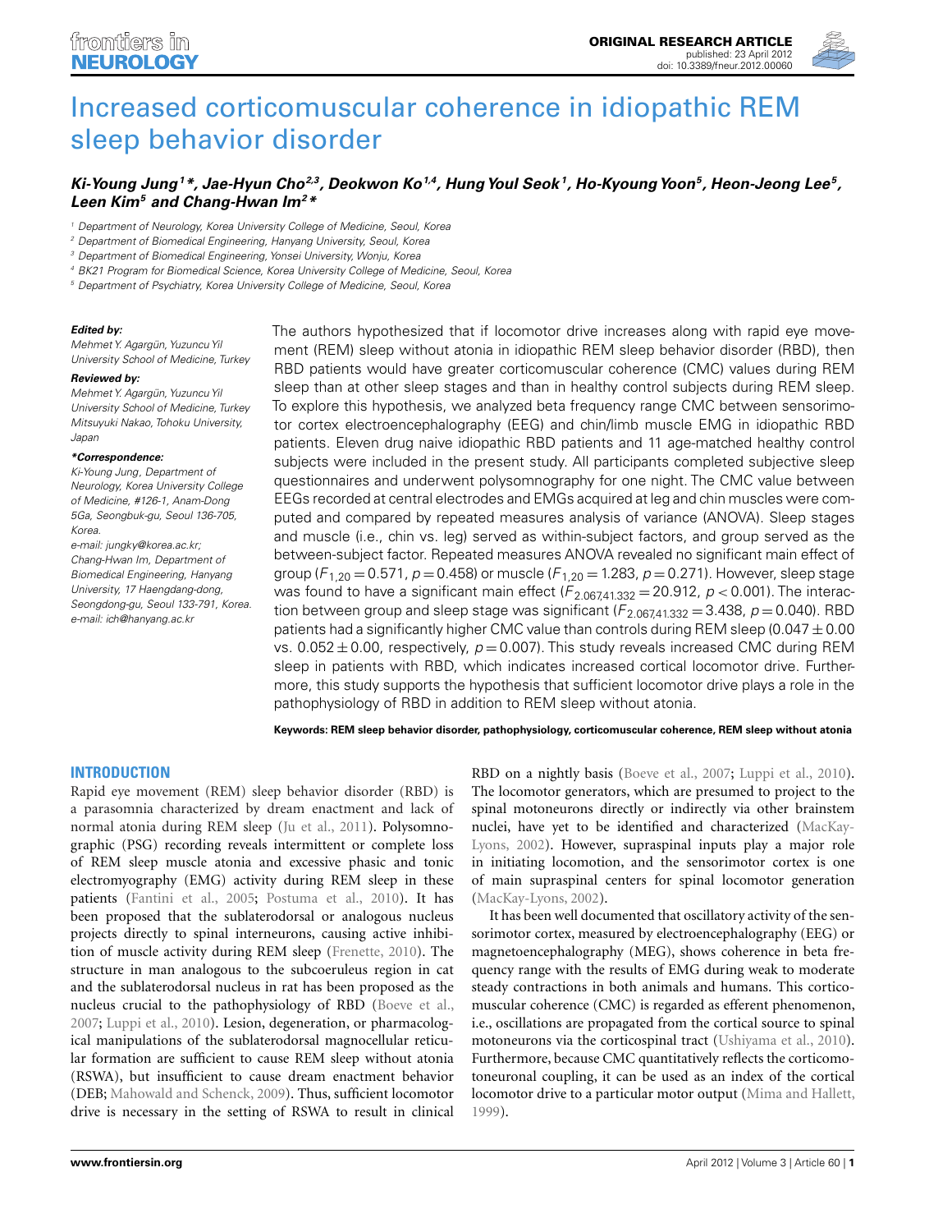# Increased corticomuscular coherence in idiopathic REM sleep behavior disorder

***Ki-Young Jung[1]\*, Jae-Hyun Cho[2,3], Deokwon Ko[1,4], Hung Youl Seok[1], Ho-Kyoung Yoon[5], Heon-Jeong Lee[5], Leen Kim[5] and Chang-Hwan Im[2]\****

[1] Department of Neurology, Korea University College of Medicine, Seoul, Korea
[2] Department of Biomedical Engineering, Hanyang University, Seoul, Korea
[3] Department of Biomedical Engineering, Yonsei University, Wonju, Korea
[4] BK21 Program for Biomedical Science, Korea University College of Medicine, Seoul, Korea
[5] Department of Psychiatry, Korea University College of Medicine, Seoul, Korea

***Edited by:***
*Mehmet Y. Agargün, Yuzuncu Yil University School of Medicine, Turkey*

***Reviewed by:***
*Mehmet Y. Agargün, Yuzuncu Yil University School of Medicine, Turkey*
*Mitsuyuki Nakao, Tohoku University, Japan*

***\*Correspondence:***
*Ki-Young Jung, Department of Neurology, Korea University College of Medicine, #126-1, Anam-Dong 5Ga, Seongbuk-gu, Seoul 136-705, Korea.*
*e-mail: jungky@korea.ac.kr;*
*Chang-Hwan Im, Department of Biomedical Engineering, Hanyang University, 17 Haengdang-dong, Seongdong-gu, Seoul 133-791, Korea.*
*e-mail: ich@hanyang.ac.kr*

The authors hypothesized that if locomotor drive increases along with rapid eye movement (REM) sleep without atonia in idiopathic REM sleep behavior disorder (RBD), then RBD patients would have greater corticomuscular coherence (CMC) values during REM sleep than at other sleep stages and than in healthy control subjects during REM sleep. To explore this hypothesis, we analyzed beta frequency range CMC between sensorimotor cortex electroencephalography (EEG) and chin/limb muscle EMG in idiopathic RBD patients. Eleven drug naive idiopathic RBD patients and 11 age-matched healthy control subjects were included in the present study. All participants completed subjective sleep questionnaires and underwent polysomnography for one night. The CMC value between EEGs recorded at central electrodes and EMGs acquired at leg and chin muscles were computed and compared by repeated measures analysis of variance (ANOVA). Sleep stages and muscle (i.e., chin vs. leg) served as within-subject factors, and group served as the between-subject factor. Repeated measures ANOVA revealed no significant main effect of group ($F_{1,20} = 0.571$, $p = 0.458$) or muscle ($F_{1,20} = 1.283$, $p = 0.271$). However, sleep stage was found to have a significant main effect ($F_{2.067,41.332} = 20.912$, $p < 0.001$). The interaction between group and sleep stage was significant ($F_{2.067,41.332} = 3.438$, $p = 0.040$). RBD patients had a significantly higher CMC value than controls during REM sleep ($0.047 \pm 0.00$ vs. $0.052 \pm 0.00$, respectively, $p = 0.007$). This study reveals increased CMC during REM sleep in patients with RBD, which indicates increased cortical locomotor drive. Furthermore, this study supports the hypothesis that sufficient locomotor drive plays a role in the pathophysiology of RBD in addition to REM sleep without atonia.

**Keywords: REM sleep behavior disorder, pathophysiology, corticomuscular coherence, REM sleep without atonia**

## INTRODUCTION

Rapid eye movement (REM) sleep behavior disorder (RBD) is a parasomnia characterized by dream enactment and lack of normal atonia during REM sleep (Ju et al., 2011). Polysomnographic (PSG) recording reveals intermittent or complete loss of REM sleep muscle atonia and excessive phasic and tonic electromyography (EMG) activity during REM sleep in these patients (Fantini et al., 2005; Postuma et al., 2010). It has been proposed that the sublaterodorsal or analogous nucleus projects directly to spinal interneurons, causing active inhibition of muscle activity during REM sleep (Frenette, 2010). The structure in man analogous to the subcoeruleus region in cat and the sublaterodorsal nucleus in rat has been proposed as the nucleus crucial to the pathophysiology of RBD (Boeve et al., 2007; Luppi et al., 2010). Lesion, degeneration, or pharmacological manipulations of the sublaterodorsal magnocellular reticular formation are sufficient to cause REM sleep without atonia (RSWA), but insufficient to cause dream enactment behavior (DEB; Mahowald and Schenck, 2009). Thus, sufficient locomotor drive is necessary in the setting of RSWA to result in clinical RBD on a nightly basis (Boeve et al., 2007; Luppi et al., 2010). The locomotor generators, which are presumed to project to the spinal motoneurons directly or indirectly via other brainstem nuclei, have yet to be identified and characterized (MacKay-Lyons, 2002). However, supraspinal inputs play a major role in initiating locomotion, and the sensorimotor cortex is one of main supraspinal centers for spinal locomotor generation (MacKay-Lyons, 2002).

It has been well documented that oscillatory activity of the sensorimotor cortex, measured by electroencephalography (EEG) or magnetoencephalography (MEG), shows coherence in beta frequency range with the results of EMG during weak to moderate steady contractions in both animals and humans. This corticomuscular coherence (CMC) is regarded as efferent phenomenon, i.e., oscillations are propagated from the cortical source to spinal motoneurons via the corticospinal tract (Ushiyama et al., 2010). Furthermore, because CMC quantitatively reflects the corticomotoneuronal coupling, it can be used as an index of the cortical locomotor drive to a particular motor output (Mima and Hallett, 1999).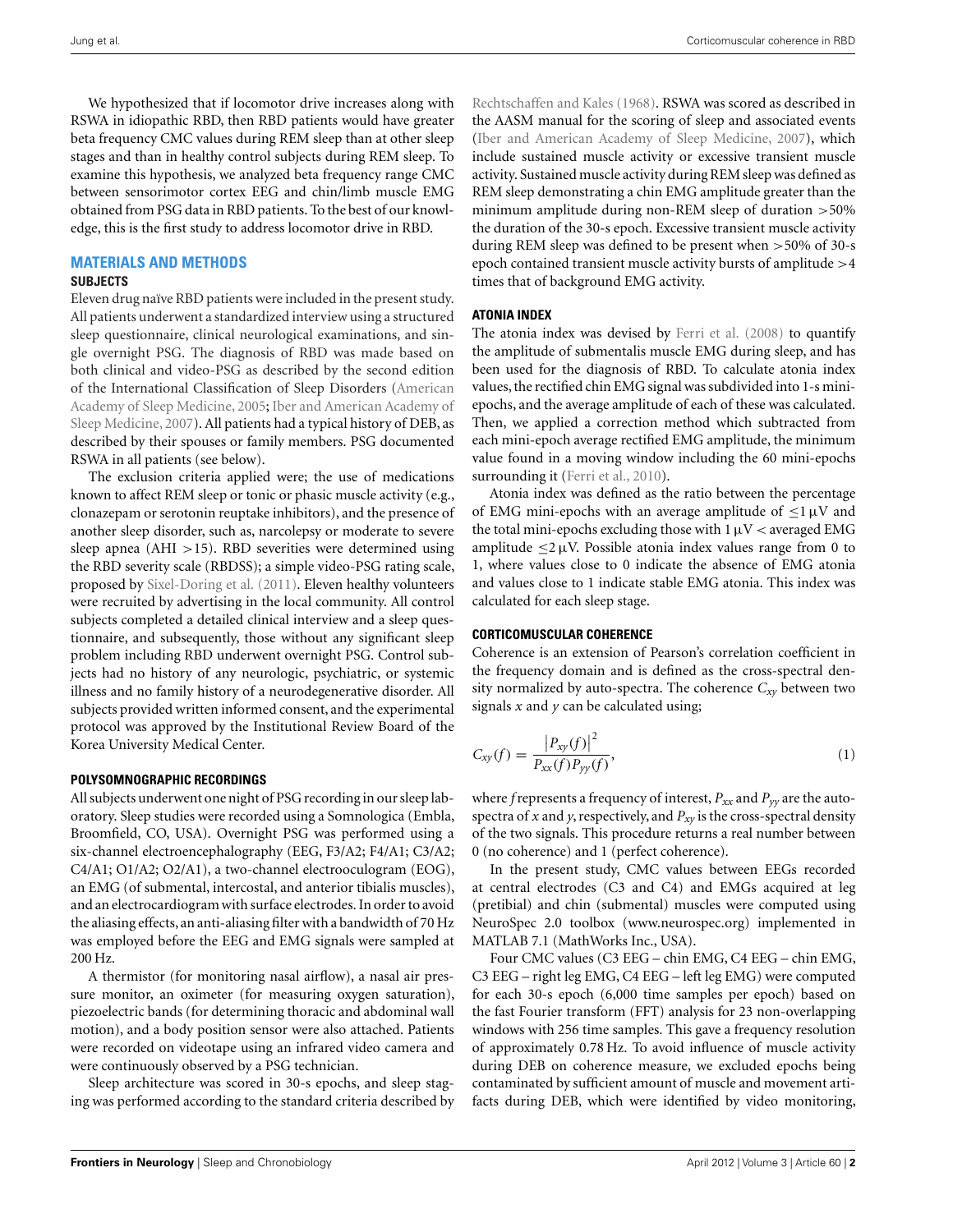We hypothesized that if locomotor drive increases along with RSWA in idiopathic RBD, then RBD patients would have greater beta frequency CMC values during REM sleep than at other sleep stages and than in healthy control subjects during REM sleep. To examine this hypothesis, we analyzed beta frequency range CMC between sensorimotor cortex EEG and chin/limb muscle EMG obtained from PSG data in RBD patients. To the best of our knowledge, this is the first study to address locomotor drive in RBD.

## MATERIALS AND METHODS

### SUBJECTS

Eleven drug naïve RBD patients were included in the present study. All patients underwent a standardized interview using a structured sleep questionnaire, clinical neurological examinations, and single overnight PSG. The diagnosis of RBD was made based on both clinical and video-PSG as described by the second edition of the International Classification of Sleep Disorders (American Academy of Sleep Medicine, 2005; Iber and American Academy of Sleep Medicine, 2007). All patients had a typical history of DEB, as described by their spouses or family members. PSG documented RSWA in all patients (see below).

The exclusion criteria applied were; the use of medications known to affect REM sleep or tonic or phasic muscle activity (e.g., clonazepam or serotonin reuptake inhibitors), and the presence of another sleep disorder, such as, narcolepsy or moderate to severe sleep apnea (AHI >15). RBD severities were determined using the RBD severity scale (RBDSS); a simple video-PSG rating scale, proposed by Sixel-Doring et al. (2011). Eleven healthy volunteers were recruited by advertising in the local community. All control subjects completed a detailed clinical interview and a sleep questionnaire, and subsequently, those without any significant sleep problem including RBD underwent overnight PSG. Control subjects had no history of any neurologic, psychiatric, or systemic illness and no family history of a neurodegenerative disorder. All subjects provided written informed consent, and the experimental protocol was approved by the Institutional Review Board of the Korea University Medical Center.

### POLYSOMNOGRAPHIC RECORDINGS

All subjects underwent one night of PSG recording in our sleep laboratory. Sleep studies were recorded using a Somnologica (Embla, Broomfield, CO, USA). Overnight PSG was performed using a six-channel electroencephalography (EEG, F3/A2; F4/A1; C3/A2; C4/A1; O1/A2; O2/A1), a two-channel electrooculogram (EOG), an EMG (of submental, intercostal, and anterior tibialis muscles), and an electrocardiogram with surface electrodes. In order to avoid the aliasing effects, an anti-aliasing filter with a bandwidth of 70 Hz was employed before the EEG and EMG signals were sampled at 200 Hz.

A thermistor (for monitoring nasal airflow), a nasal air pressure monitor, an oximeter (for measuring oxygen saturation), piezoelectric bands (for determining thoracic and abdominal wall motion), and a body position sensor were also attached. Patients were recorded on videotape using an infrared video camera and were continuously observed by a PSG technician.

Sleep architecture was scored in 30-s epochs, and sleep staging was performed according to the standard criteria described by Rechtschaffen and Kales (1968). RSWA was scored as described in the AASM manual for the scoring of sleep and associated events (Iber and American Academy of Sleep Medicine, 2007), which include sustained muscle activity or excessive transient muscle activity. Sustained muscle activity during REM sleep was defined as REM sleep demonstrating a chin EMG amplitude greater than the minimum amplitude during non-REM sleep of duration >50% the duration of the 30-s epoch. Excessive transient muscle activity during REM sleep was defined to be present when >50% of 30-s epoch contained transient muscle activity bursts of amplitude >4 times that of background EMG activity.

### ATONIA INDEX

The atonia index was devised by Ferri et al. (2008) to quantify the amplitude of submentalis muscle EMG during sleep, and has been used for the diagnosis of RBD. To calculate atonia index values, the rectified chin EMG signal was subdivided into 1-s mini-epochs, and the average amplitude of each of these was calculated. Then, we applied a correction method which subtracted from each mini-epoch average rectified EMG amplitude, the minimum value found in a moving window including the 60 mini-epochs surrounding it (Ferri et al., 2010).

Atonia index was defined as the ratio between the percentage of EMG mini-epochs with an average amplitude of $\leq 1\,\mu$V and the total mini-epochs excluding those with $1\,\mu\text{V} <$ averaged EMG amplitude $\leq 2\,\mu$V. Possible atonia index values range from 0 to 1, where values close to 0 indicate the absence of EMG atonia and values close to 1 indicate stable EMG atonia. This index was calculated for each sleep stage.

### CORTICOMUSCULAR COHERENCE

Coherence is an extension of Pearson's correlation coefficient in the frequency domain and is defined as the cross-spectral density normalized by auto-spectra. The coherence $C_{xy}$ between two signals $x$ and $y$ can be calculated using;

$$C_{xy}(f) = \frac{\left|P_{xy}(f)\right|^2}{P_{xx}(f)P_{yy}(f)}, \tag{1}$$

where $f$ represents a frequency of interest, $P_{xx}$ and $P_{yy}$ are the auto-spectra of $x$ and $y$, respectively, and $P_{xy}$ is the cross-spectral density of the two signals. This procedure returns a real number between 0 (no coherence) and 1 (perfect coherence).

In the present study, CMC values between EEGs recorded at central electrodes (C3 and C4) and EMGs acquired at leg (pretibial) and chin (submental) muscles were computed using NeuroSpec 2.0 toolbox (www.neurospec.org) implemented in MATLAB 7.1 (MathWorks Inc., USA).

Four CMC values (C3 EEG – chin EMG, C4 EEG – chin EMG, C3 EEG – right leg EMG, C4 EEG – left leg EMG) were computed for each 30-s epoch (6,000 time samples per epoch) based on the fast Fourier transform (FFT) analysis for 23 non-overlapping windows with 256 time samples. This gave a frequency resolution of approximately 0.78 Hz. To avoid influence of muscle activity during DEB on coherence measure, we excluded epochs being contaminated by sufficient amount of muscle and movement artifacts during DEB, which were identified by video monitoring,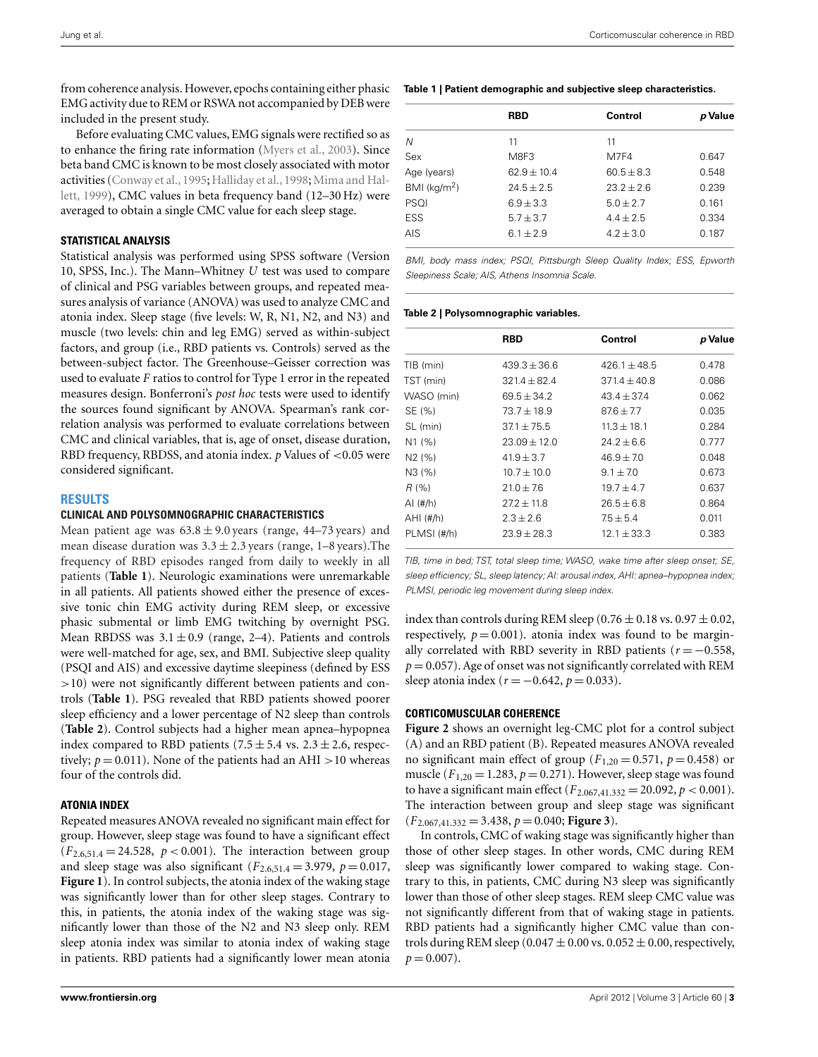from coherence analysis. However, epochs containing either phasic EMG activity due to REM or RSWA not accompanied by DEB were included in the present study.

Before evaluating CMC values, EMG signals were rectified so as to enhance the firing rate information (Myers et al., 2003). Since beta band CMC is known to be most closely associated with motor activities (Conway et al., 1995; Halliday et al., 1998; Mima and Hallett, 1999), CMC values in beta frequency band (12–30 Hz) were averaged to obtain a single CMC value for each sleep stage.

### STATISTICAL ANALYSIS

Statistical analysis was performed using SPSS software (Version 10, SPSS, Inc.). The Mann–Whitney *U* test was used to compare of clinical and PSG variables between groups, and repeated measures analysis of variance (ANOVA) was used to analyze CMC and atonia index. Sleep stage (five levels: W, R, N1, N2, and N3) and muscle (two levels: chin and leg EMG) served as within-subject factors, and group (i.e., RBD patients vs. Controls) served as the between-subject factor. The Greenhouse–Geisser correction was used to evaluate *F* ratios to control for Type 1 error in the repeated measures design. Bonferroni's *post hoc* tests were used to identify the sources found significant by ANOVA. Spearman's rank correlation analysis was performed to evaluate correlations between CMC and clinical variables, that is, age of onset, disease duration, RBD frequency, RBDSS, and atonia index. *p* Values of $<0.05$ were considered significant.

## RESULTS

### CLINICAL AND POLYSOMNOGRAPHIC CHARACTERISTICS

Mean patient age was $63.8 \pm 9.0$ years (range, 44–73 years) and mean disease duration was $3.3 \pm 2.3$ years (range, 1–8 years).The frequency of RBD episodes ranged from daily to weekly in all patients (**Table 1**). Neurologic examinations were unremarkable in all patients. All patients showed either the presence of excessive tonic chin EMG activity during REM sleep, or excessive phasic submental or limb EMG twitching by overnight PSG. Mean RBDSS was $3.1 \pm 0.9$ (range, 2–4). Patients and controls were well-matched for age, sex, and BMI. Subjective sleep quality (PSQI and AIS) and excessive daytime sleepiness (defined by ESS $>10$) were not significantly different between patients and controls (**Table 1**). PSG revealed that RBD patients showed poorer sleep efficiency and a lower percentage of N2 sleep than controls (**Table 2**). Control subjects had a higher mean apnea–hypopnea index compared to RBD patients ($7.5 \pm 5.4$ vs. $2.3 \pm 2.6$, respectively; $p = 0.011$). None of the patients had an AHI $>10$ whereas four of the controls did.

### ATONIA INDEX

Repeated measures ANOVA revealed no significant main effect for group. However, sleep stage was found to have a significant effect ($F_{2.6,51.4} = 24.528$, $p < 0.001$). The interaction between group and sleep stage was also significant ($F_{2.6,51.4} = 3.979$, $p = 0.017$, **Figure 1**). In control subjects, the atonia index of the waking stage was significantly lower than for other sleep stages. Contrary to this, in patients, the atonia index of the waking stage was significantly lower than those of the N2 and N3 sleep only. REM sleep atonia index was similar to atonia index of waking stage in patients. RBD patients had a significantly lower mean atonia index than controls during REM sleep ($0.76 \pm 0.18$ vs. $0.97 \pm 0.02$, respectively, $p = 0.001$). atonia index was found to be marginally correlated with RBD severity in RBD patients ($r = -0.558$, $p = 0.057$). Age of onset was not significantly correlated with REM sleep atonia index ($r = -0.642$, $p = 0.033$).

### CORTICOMUSCULAR COHERENCE

**Figure 2** shows an overnight leg-CMC plot for a control subject (A) and an RBD patient (B). Repeated measures ANOVA revealed no significant main effect of group ($F_{1,20} = 0.571$, $p = 0.458$) or muscle ($F_{1,20} = 1.283$, $p = 0.271$). However, sleep stage was found to have a significant main effect ($F_{2.067,41.332} = 20.092$, $p < 0.001$). The interaction between group and sleep stage was significant ($F_{2.067,41.332} = 3.438$, $p = 0.040$; **Figure 3**).

In controls, CMC of waking stage was significantly higher than those of other sleep stages. In other words, CMC during REM sleep was significantly lower compared to waking stage. Contrary to this, in patients, CMC during N3 sleep was significantly lower than those of other sleep stages. REM sleep CMC value was not significantly different from that of waking stage in patients. RBD patients had a significantly higher CMC value than controls during REM sleep ($0.047 \pm 0.00$ vs. $0.052 \pm 0.00$, respectively, $p = 0.007$).

**Table 1 | Patient demographic and subjective sleep characteristics.**

| | RBD | Control | *p* Value |
|---|---|---|---|
| *N* | 11 | 11 | |
| Sex | M8F3 | M7F4 | 0.647 |
| Age (years) | $62.9 \pm 10.4$ | $60.5 \pm 8.3$ | 0.548 |
| BMI (kg/m$^2$) | $24.5 \pm 2.5$ | $23.2 \pm 2.6$ | 0.239 |
| PSQI | $6.9 \pm 3.3$ | $5.0 \pm 2.7$ | 0.161 |
| ESS | $5.7 \pm 3.7$ | $4.4 \pm 2.5$ | 0.334 |
| AIS | $6.1 \pm 2.9$ | $4.2 \pm 3.0$ | 0.187 |

*BMI, body mass index; PSQI, Pittsburgh Sleep Quality Index; ESS, Epworth Sleepiness Scale; AIS, Athens Insomnia Scale.*

**Table 2 | Polysomnographic variables.**

| | RBD | Control | *p* Value |
|---|---|---|---|
| TIB (min) | $439.3 \pm 36.6$ | $426.1 \pm 48.5$ | 0.478 |
| TST (min) | $321.4 \pm 82.4$ | $371.4 \pm 40.8$ | 0.086 |
| WASO (min) | $69.5 \pm 34.2$ | $43.4 \pm 37.4$ | 0.062 |
| SE (%) | $73.7 \pm 18.9$ | $87.6 \pm 7.7$ | 0.035 |
| SL (min) | $37.1 \pm 75.5$ | $11.3 \pm 18.1$ | 0.284 |
| N1 (%) | $23.09 \pm 12.0$ | $24.2 \pm 6.6$ | 0.777 |
| N2 (%) | $41.9 \pm 3.7$ | $46.9 \pm 7.0$ | 0.048 |
| N3 (%) | $10.7 \pm 10.0$ | $9.1 \pm 7.0$ | 0.673 |
| *R* (%) | $21.0 \pm 7.6$ | $19.7 \pm 4.7$ | 0.637 |
| AI (#/h) | $27.2 \pm 11.8$ | $26.5 \pm 6.8$ | 0.864 |
| AHI (#/h) | $2.3 \pm 2.6$ | $7.5 \pm 5.4$ | 0.011 |
| PLMSI (#/h) | $23.9 \pm 28.3$ | $12.1 \pm 33.3$ | 0.383 |

*TIB, time in bed; TST, total sleep time; WASO, wake time after sleep onset; SE, sleep efficiency; SL, sleep latency; AI: arousal index, AHI: apnea–hypopnea index; PLMSI, periodic leg movement during sleep index.*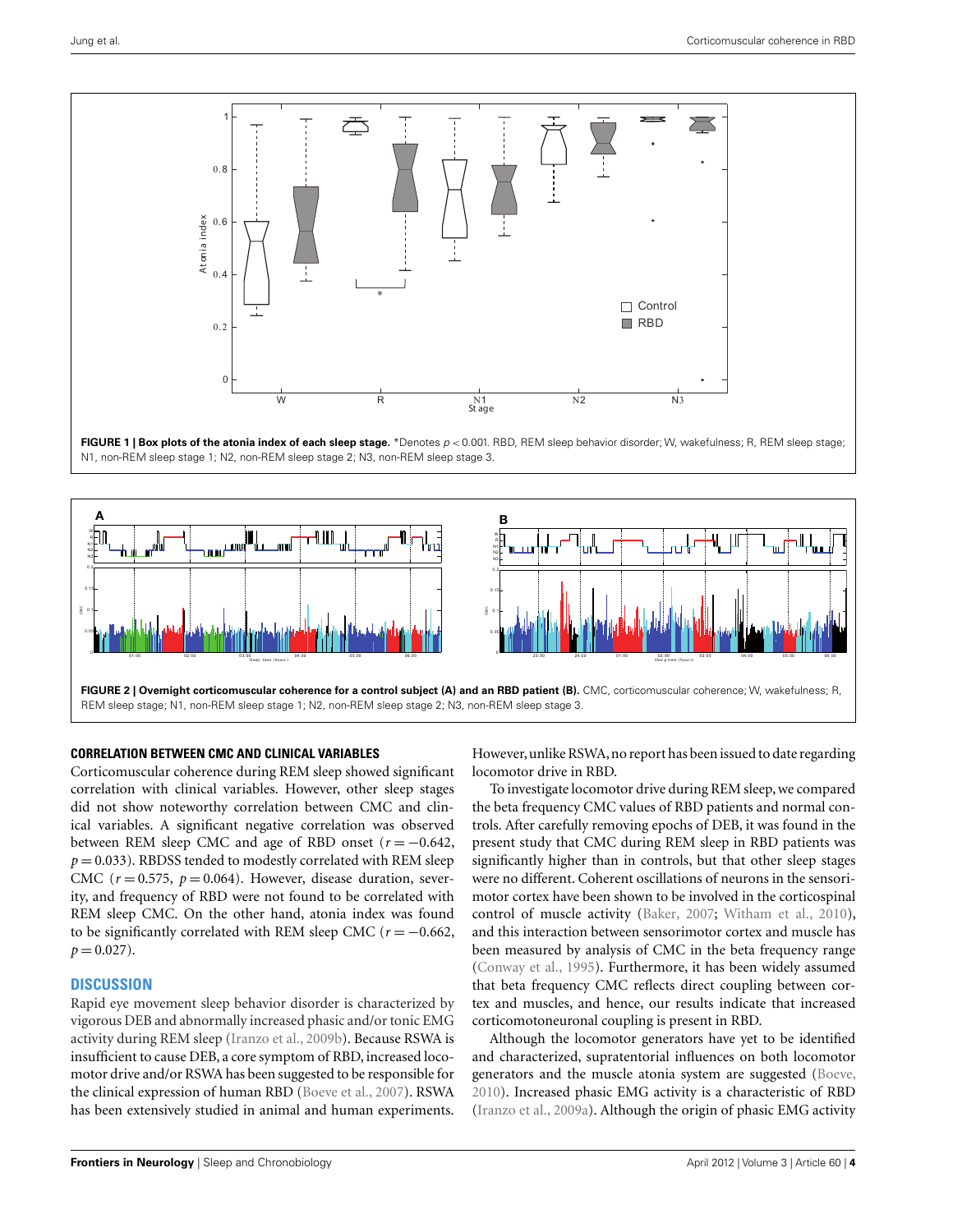**FIGURE 1 | Box plots of the atonia index of each sleep stage.** *Denotes $p < 0.001$. RBD, REM sleep behavior disorder; W, wakefulness; R, REM sleep stage; N1, non-REM sleep stage 1; N2, non-REM sleep stage 2; N3, non-REM sleep stage 3.

**FIGURE 2 | Overnight corticomuscular coherence for a control subject (A) and an RBD patient (B).** CMC, corticomuscular coherence; W, wakefulness; R, REM sleep stage; N1, non-REM sleep stage 1; N2, non-REM sleep stage 2; N3, non-REM sleep stage 3.

### CORRELATION BETWEEN CMC AND CLINICAL VARIABLES

Corticomuscular coherence during REM sleep showed significant correlation with clinical variables. However, other sleep stages did not show noteworthy correlation between CMC and clinical variables. A significant negative correlation was observed between REM sleep CMC and age of RBD onset ($r = -0.642$, $p = 0.033$). RBDSS tended to modestly correlated with REM sleep CMC ($r = 0.575$, $p = 0.064$). However, disease duration, severity, and frequency of RBD were not found to be correlated with REM sleep CMC. On the other hand, atonia index was found to be significantly correlated with REM sleep CMC ($r = -0.662$, $p = 0.027$).

## DISCUSSION

Rapid eye movement sleep behavior disorder is characterized by vigorous DEB and abnormally increased phasic and/or tonic EMG activity during REM sleep (Iranzo et al., 2009b). Because RSWA is insufficient to cause DEB, a core symptom of RBD, increased locomotor drive and/or RSWA has been suggested to be responsible for the clinical expression of human RBD (Boeve et al., 2007). RSWA has been extensively studied in animal and human experiments. However, unlike RSWA, no report has been issued to date regarding locomotor drive in RBD.

To investigate locomotor drive during REM sleep, we compared the beta frequency CMC values of RBD patients and normal controls. After carefully removing epochs of DEB, it was found in the present study that CMC during REM sleep in RBD patients was significantly higher than in controls, but that other sleep stages were no different. Coherent oscillations of neurons in the sensorimotor cortex have been shown to be involved in the corticospinal control of muscle activity (Baker, 2007; Witham et al., 2010), and this interaction between sensorimotor cortex and muscle has been measured by analysis of CMC in the beta frequency range (Conway et al., 1995). Furthermore, it has been widely assumed that beta frequency CMC reflects direct coupling between cortex and muscles, and hence, our results indicate that increased corticomotoneuronal coupling is present in RBD.

Although the locomotor generators have yet to be identified and characterized, supratentorial influences on both locomotor generators and the muscle atonia system are suggested (Boeve, 2010). Increased phasic EMG activity is a characteristic of RBD (Iranzo et al., 2009a). Although the origin of phasic EMG activity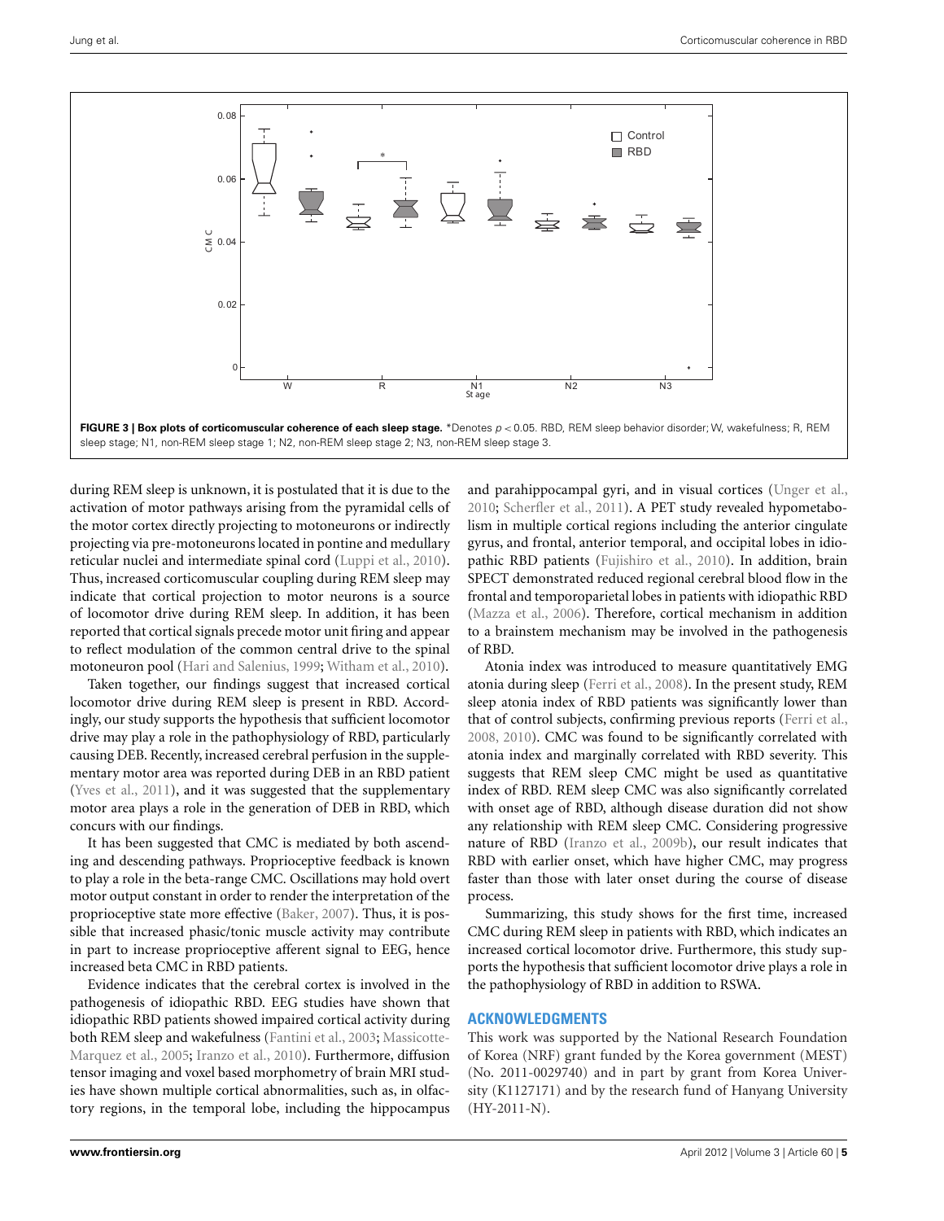**FIGURE 3 | Box plots of corticomuscular coherence of each sleep stage.** *Denotes $p < 0.05$. RBD, REM sleep behavior disorder; W, wakefulness; R, REM sleep stage; N1, non-REM sleep stage 1; N2, non-REM sleep stage 2; N3, non-REM sleep stage 3.

during REM sleep is unknown, it is postulated that it is due to the activation of motor pathways arising from the pyramidal cells of the motor cortex directly projecting to motoneurons or indirectly projecting via pre-motoneurons located in pontine and medullary reticular nuclei and intermediate spinal cord (Luppi et al., 2010). Thus, increased corticomuscular coupling during REM sleep may indicate that cortical projection to motor neurons is a source of locomotor drive during REM sleep. In addition, it has been reported that cortical signals precede motor unit firing and appear to reflect modulation of the common central drive to the spinal motoneuron pool (Hari and Salenius, 1999; Witham et al., 2010).

Taken together, our findings suggest that increased cortical locomotor drive during REM sleep is present in RBD. Accordingly, our study supports the hypothesis that sufficient locomotor drive may play a role in the pathophysiology of RBD, particularly causing DEB. Recently, increased cerebral perfusion in the supplementary motor area was reported during DEB in an RBD patient (Yves et al., 2011), and it was suggested that the supplementary motor area plays a role in the generation of DEB in RBD, which concurs with our findings.

It has been suggested that CMC is mediated by both ascending and descending pathways. Proprioceptive feedback is known to play a role in the beta-range CMC. Oscillations may hold overt motor output constant in order to render the interpretation of the proprioceptive state more effective (Baker, 2007). Thus, it is possible that increased phasic/tonic muscle activity may contribute in part to increase proprioceptive afferent signal to EEG, hence increased beta CMC in RBD patients.

Evidence indicates that the cerebral cortex is involved in the pathogenesis of idiopathic RBD. EEG studies have shown that idiopathic RBD patients showed impaired cortical activity during both REM sleep and wakefulness (Fantini et al., 2003; Massicotte-Marquez et al., 2005; Iranzo et al., 2010). Furthermore, diffusion tensor imaging and voxel based morphometry of brain MRI studies have shown multiple cortical abnormalities, such as, in olfactory regions, in the temporal lobe, including the hippocampus and parahippocampal gyri, and in visual cortices (Unger et al., 2010; Scherfler et al., 2011). A PET study revealed hypometabolism in multiple cortical regions including the anterior cingulate gyrus, and frontal, anterior temporal, and occipital lobes in idiopathic RBD patients (Fujishiro et al., 2010). In addition, brain SPECT demonstrated reduced regional cerebral blood flow in the frontal and temporoparietal lobes in patients with idiopathic RBD (Mazza et al., 2006). Therefore, cortical mechanism in addition to a brainstem mechanism may be involved in the pathogenesis of RBD.

Atonia index was introduced to measure quantitatively EMG atonia during sleep (Ferri et al., 2008). In the present study, REM sleep atonia index of RBD patients was significantly lower than that of control subjects, confirming previous reports (Ferri et al., 2008, 2010). CMC was found to be significantly correlated with atonia index and marginally correlated with RBD severity. This suggests that REM sleep CMC might be used as quantitative index of RBD. REM sleep CMC was also significantly correlated with onset age of RBD, although disease duration did not show any relationship with REM sleep CMC. Considering progressive nature of RBD (Iranzo et al., 2009b), our result indicates that RBD with earlier onset, which have higher CMC, may progress faster than those with later onset during the course of disease process.

Summarizing, this study shows for the first time, increased CMC during REM sleep in patients with RBD, which indicates an increased cortical locomotor drive. Furthermore, this study supports the hypothesis that sufficient locomotor drive plays a role in the pathophysiology of RBD in addition to RSWA.

## ACKNOWLEDGMENTS

This work was supported by the National Research Foundation of Korea (NRF) grant funded by the Korea government (MEST) (No. 2011-0029740) and in part by grant from Korea University (K1127171) and by the research fund of Hanyang University (HY-2011-N).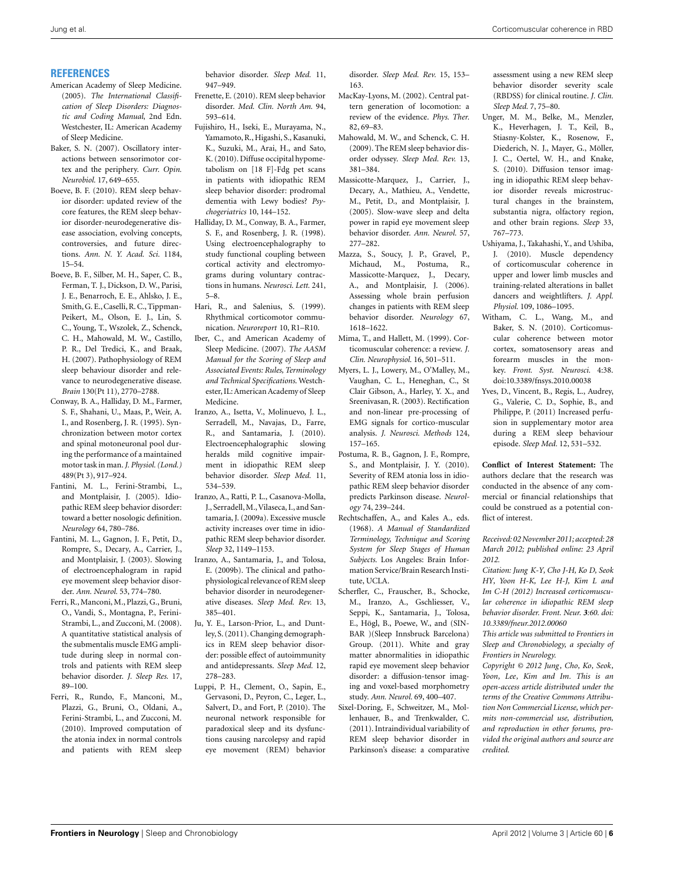## REFERENCES

American Academy of Sleep Medicine. (2005). *The International Classification of Sleep Disorders: Diagnostic and Coding Manual*, 2nd Edn. Westchester, IL: American Academy of Sleep Medicine.

Baker, S. N. (2007). Oscillatory interactions between sensorimotor cortex and the periphery. *Curr. Opin. Neurobiol.* 17, 649–655.

Boeve, B. F. (2010). REM sleep behavior disorder: updated review of the core features, the REM sleep behavior disorder-neurodegenerative disease association, evolving concepts, controversies, and future directions. *Ann. N. Y. Acad. Sci.* 1184, 15–54.

Boeve, B. F., Silber, M. H., Saper, C. B., Ferman, T. J., Dickson, D. W., Parisi, J. E., Benarroch, E. E., Ahlsko, J. E., Smith, G. E., Caselli, R. C., Tippman-Peikert, M., Olson, E. J., Lin, S. C., Young, T., Wszolek, Z., Schenck, C. H., Mahowald, M. W., Castillo, P. R., Del Tredici, K., and Braak, H. (2007). Pathophysiology of REM sleep behaviour disorder and relevance to neurodegenerative disease. *Brain* 130(Pt 11), 2770–2788.

Conway, B. A., Halliday, D. M., Farmer, S. F., Shahani, U., Maas, P., Weir, A. I., and Rosenberg, J. R. (1995). Synchronization between motor cortex and spinal motoneuronal pool during the performance of a maintained motor task in man. *J. Physiol. (Lond.)* 489(Pt 3), 917–924.

Fantini, M. L., Ferini-Strambi, L., and Montplaisir, J. (2005). Idiopathic REM sleep behavior disorder: toward a better nosologic definition. *Neurology* 64, 780–786.

Fantini, M. L., Gagnon, J. F., Petit, D., Rompre, S., Decary, A., Carrier, J., and Montplaisir, J. (2003). Slowing of electroencephalogram in rapid eye movement sleep behavior disorder. *Ann. Neurol.* 53, 774–780.

Ferri, R., Manconi, M., Plazzi, G., Bruni, O., Vandi, S., Montagna, P., Ferini-Strambi, L., and Zucconi, M. (2008). A quantitative statistical analysis of the submentalis muscle EMG amplitude during sleep in normal controls and patients with REM sleep behavior disorder. *J. Sleep Res.* 17, 89–100.

Ferri, R., Rundo, F., Manconi, M., Plazzi, G., Bruni, O., Oldani, A., Ferini-Strambi, L., and Zucconi, M. (2010). Improved computation of the atonia index in normal controls and patients with REM sleep behavior disorder. *Sleep Med.* 11, 947–949.

Frenette, E. (2010). REM sleep behavior disorder. *Med. Clin. North Am.* 94, 593–614.

Fujishiro, H., Iseki, E., Murayama, N., Yamamoto, R., Higashi, S., Kasanuki, K., Suzuki, M., Arai, H., and Sato, K. (2010). Diffuse occipital hypometabolism on [18 F]-Fdg pet scans in patients with idiopathic REM sleep behavior disorder: prodromal dementia with Lewy bodies? *Psychogeriatrics* 10, 144–152.

Halliday, D. M., Conway, B. A., Farmer, S. F., and Rosenberg, J. R. (1998). Using electroencephalography to study functional coupling between cortical activity and electromyograms during voluntary contractions in humans. *Neurosci. Lett.* 241, 5–8.

Hari, R., and Salenius, S. (1999). Rhythmical corticomotor communication. *Neuroreport* 10, R1–R10.

Iber, C., and American Academy of Sleep Medicine. (2007). *The AASM Manual for the Scoring of Sleep and Associated Events: Rules, Terminology and Technical Specifications*. Westchester, IL: American Academy of Sleep Medicine.

Iranzo, A., Isetta, V., Molinuevo, J. L., Serradell, M., Navajas, D., Farre, R., and Santamaria, J. (2010). Electroencephalographic slowing heralds mild cognitive impairment in idiopathic REM sleep behavior disorder. *Sleep Med.* 11, 534–539.

Iranzo, A., Ratti, P. L., Casanova-Molla, J., Serradell, M., Vilaseca, I., and Santamaria, J. (2009a). Excessive muscle activity increases over time in idiopathic REM sleep behavior disorder. *Sleep* 32, 1149–1153.

Iranzo, A., Santamaria, J., and Tolosa, E. (2009b). The clinical and pathophysiological relevance of REM sleep behavior disorder in neurodegenerative diseases. *Sleep Med. Rev.* 13, 385–401.

Ju, Y. E., Larson-Prior, L., and Duntley, S. (2011). Changing demographics in REM sleep behavior disorder: possible effect of autoimmunity and antidepressants. *Sleep Med.* 12, 278–283.

Luppi, P. H., Clement, O., Sapin, E., Gervasoni, D., Peyron, C., Leger, L., Salvert, D., and Fort, P. (2010). The neuronal network responsible for paradoxical sleep and its dysfunctions causing narcolepsy and rapid eye movement (REM) behavior disorder. *Sleep Med. Rev.* 15, 153–163.

MacKay-Lyons, M. (2002). Central pattern generation of locomotion: a review of the evidence. *Phys. Ther.* 82, 69–83.

Mahowald, M. W., and Schenck, C. H. (2009). The REM sleep behavior disorder odyssey. *Sleep Med. Rev.* 13, 381–384.

Massicotte-Marquez, J., Carrier, J., Decary, A., Mathieu, A., Vendette, M., Petit, D., and Montplaisir, J. (2005). Slow-wave sleep and delta power in rapid eye movement sleep behavior disorder. *Ann. Neurol.* 57, 277–282.

Mazza, S., Soucy, J. P., Gravel, P., Michaud, M., Postuma, R., Massicotte-Marquez, J., Decary, A., and Montplaisir, J. (2006). Assessing whole brain perfusion changes in patients with REM sleep behavior disorder. *Neurology* 67, 1618–1622.

Mima, T., and Hallett, M. (1999). Corticomuscular coherence: a review. *J. Clin. Neurophysiol.* 16, 501–511.

Myers, L. J., Lowery, M., O'Malley, M., Vaughan, C. L., Heneghan, C., St Clair Gibson, A., Harley, Y. X., and Sreenivasan, R. (2003). Rectification and non-linear pre-processing of EMG signals for cortico-muscular analysis. *J. Neurosci. Methods* 124, 157–165.

Postuma, R. B., Gagnon, J. F., Rompre, S., and Montplaisir, J. Y. (2010). Severity of REM atonia loss in idiopathic REM sleep behavior disorder predicts Parkinson disease. *Neurology* 74, 239–244.

Rechtschaffen, A., and Kales A., eds. (1968). *A Manual of Standardized Terminology, Technique and Scoring System for Sleep Stages of Human Subjects.* Los Angeles: Brain Information Service/Brain Research Institute, UCLA.

Scherfler, C., Frauscher, B., Schocke, M., Iranzo, A., Gschliesser, V., Seppi, K., Santamaria, J., Tolosa, E., Högl, B., Poewe, W., and (SINBAR )(Sleep Innsbruck Barcelona) Group. (2011). White and gray matter abnormalities in idiopathic rapid eye movement sleep behavior disorder: a diffusion-tensor imaging and voxel-based morphometry study. *Ann. Neurol.* 69, 400–407.

Sixel-Doring, F., Schweitzer, M., Mollenhauer, B., and Trenkwalder, C. (2011). Intraindividual variability of REM sleep behavior disorder in Parkinson's disease: a comparative assessment using a new REM sleep behavior disorder severity scale (RBDSS) for clinical routine. *J. Clin. Sleep Med.* 7, 75–80.

Unger, M. M., Belke, M., Menzler, K., Heverhagen, J. T., Keil, B., Stiasny-Kolster, K., Rosenow, F., Diederich, N. J., Mayer, G., Möller, J. C., Oertel, W. H., and Knake, S. (2010). Diffusion tensor imaging in idiopathic REM sleep behavior disorder reveals microstructural changes in the brainstem, substantia nigra, olfactory region, and other brain regions. *Sleep* 33, 767–773.

Ushiyama, J., Takahashi, Y., and Ushiba, J. (2010). Muscle dependency of corticomuscular coherence in upper and lower limb muscles and training-related alterations in ballet dancers and weightlifters. *J. Appl. Physiol.* 109, 1086–1095.

Witham, C. L., Wang, M., and Baker, S. N. (2010). Corticomuscular coherence between motor cortex, somatosensory areas and forearm muscles in the monkey. *Front. Syst. Neurosci.* 4:38. doi:10.3389/fnsys.2010.00038

Yves, D., Vincent, B., Regis, L., Audrey, G., Valerie, C. D., Sophie, B., and Philippe, P. (2011) Increased perfusion in supplementary motor area during a REM sleep behaviour episode. *Sleep Med.* 12, 531–532.

**Conflict of Interest Statement:** The authors declare that the research was conducted in the absence of any commercial or financial relationships that could be construed as a potential conflict of interest.

*Received: 02 November 2011; accepted: 28 March 2012; published online: 23 April 2012.*

*Citation: Jung K-Y, Cho J-H, Ko D, Seok HY, Yoon H-K, Lee H-J, Kim L and Im C-H (2012) Increased corticomuscular coherence in idiopathic REM sleep behavior disorder. Front. Neur.* ***3****:60. doi: 10.3389/fneur.2012.00060*

*This article was submitted to Frontiers in Sleep and Chronobiology, a specialty of Frontiers in Neurology.*

*Copyright © 2012 Jung, Cho, Ko, Seok, Yoon, Lee, Kim and Im. This is an open-access article distributed under the terms of the Creative Commons Attribution Non Commercial License, which permits non-commercial use, distribution, and reproduction in other forums, provided the original authors and source are credited.*